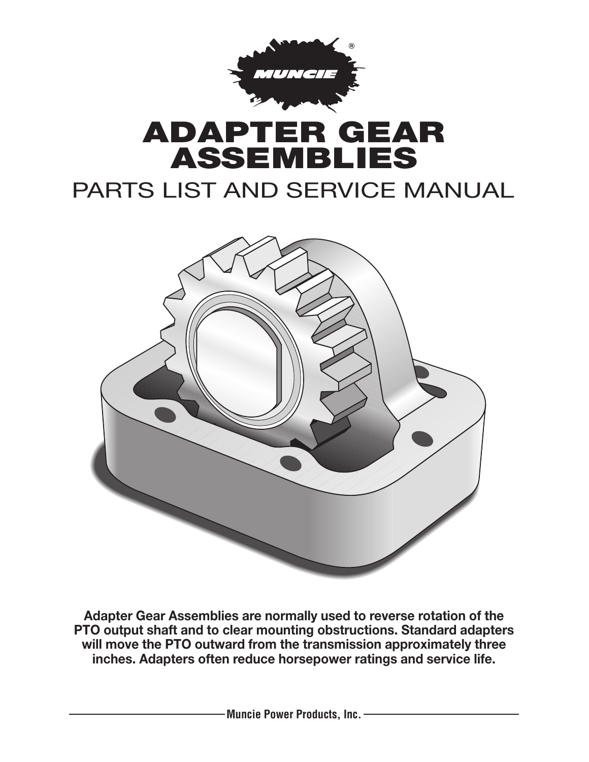MUNCIE®

# ADAPTER GEAR ASSEMBLIES

## PARTS LIST AND SERVICE MANUAL

**Adapter Gear Assemblies are normally used to reverse rotation of the PTO output shaft and to clear mounting obstructions. Standard adapters will move the PTO outward from the transmission approximately three inches. Adapters often reduce horsepower ratings and service life.**

**Muncie Power Products, Inc.**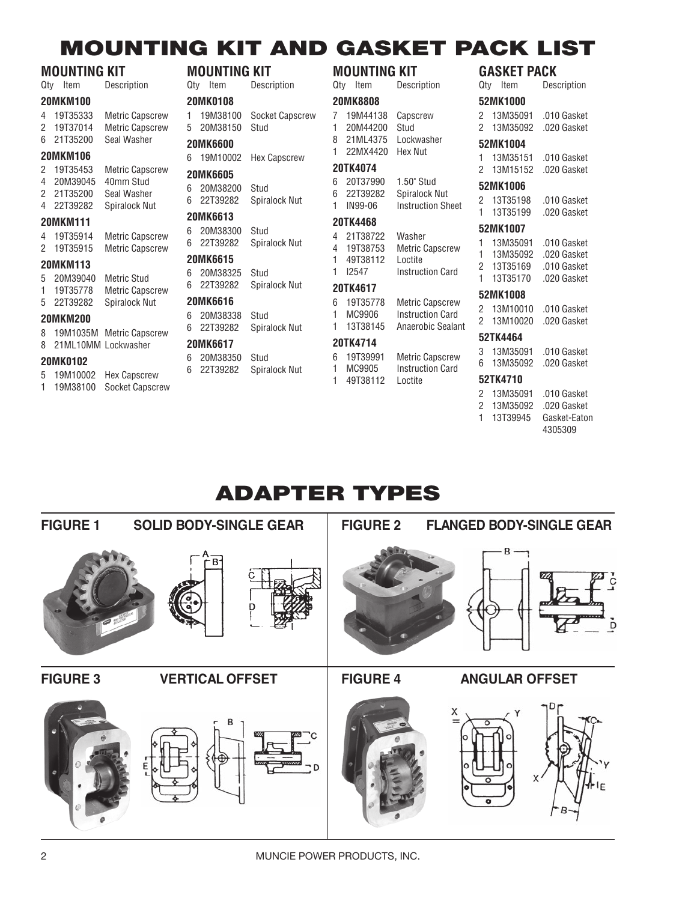# MOUNTING KIT AND GASKET PACK LIST

## MOUNTING KIT

| Qty | Item | Description |
|---|---|---|
| **20MKM100** | | |
| 4 | 19T35333 | Metric Capscrew |
| 2 | 19T37014 | Metric Capscrew |
| 6 | 21T35200 | Seal Washer |
| **20MKM106** | | |
| 2 | 19T35453 | Metric Capscrew |
| 4 | 20M39045 | 40mm Stud |
| 2 | 21T35200 | Seal Washer |
| 4 | 22T39282 | Spiralock Nut |
| **20MKM111** | | |
| 4 | 19T35914 | Metric Capscrew |
| 2 | 19T35915 | Metric Capscrew |
| **20MKM113** | | |
| 5 | 20M39040 | Metric Stud |
| 1 | 19T35778 | Metric Capscrew |
| 5 | 22T39282 | Spiralock Nut |
| **20MKM200** | | |
| 8 | 19M1035M | Metric Capscrew |
| 8 | 21ML10MM | Lockwasher |
| **20MK0102** | | |
| 5 | 19M10002 | Hex Capscrew |
| 1 | 19M38100 | Socket Capscrew |

## MOUNTING KIT

| Qty | Item | Description |
|---|---|---|
| **20MK0108** | | |
| 1 | 19M38100 | Socket Capscrew |
| 5 | 20M38150 | Stud |
| **20MK6600** | | |
| 6 | 19M10002 | Hex Capscrew |
| **20MK6605** | | |
| 6 | 20M38200 | Stud |
| 6 | 22T39282 | Spiralock Nut |
| **20MK6613** | | |
| 6 | 20M38300 | Stud |
| 6 | 22T39282 | Spiralock Nut |
| **20MK6615** | | |
| 6 | 20M38325 | Stud |
| 6 | 22T39282 | Spiralock Nut |
| **20MK6616** | | |
| 6 | 20M38338 | Stud |
| 6 | 22T39282 | Spiralock Nut |
| **20MK6617** | | |
| 6 | 20M38350 | Stud |
| 6 | 22T39282 | Spiralock Nut |

## MOUNTING KIT

| Qty | Item | Description |
|---|---|---|
| **20MK8808** | | |
| 7 | 19M44138 | Capscrew |
| 1 | 20M44200 | Stud |
| 8 | 21ML4375 | Lockwasher |
| 1 | 22MX4420 | Hex Nut |
| **20TK4074** | | |
| 6 | 20T37990 | 1.50" Stud |
| 6 | 22T39282 | Spiralock Nut |
| 1 | IN99-06 | Instruction Sheet |
| **20TK4468** | | |
| 4 | 21T38722 | Washer |
| 4 | 19T38753 | Metric Capscrew |
| 1 | 49T38112 | Loctite |
| 1 | I2547 | Instruction Card |
| **20TK4617** | | |
| 6 | 19T35778 | Metric Capscrew |
| 1 | MC9906 | Instruction Card |
| 1 | 13T38145 | Anaerobic Sealant |
| **20TK4714** | | |
| 6 | 19T39991 | Metric Capscrew |
| 1 | MC9905 | Instruction Card |
| 1 | 49T38112 | Loctite |

## GASKET PACK

| Qty | Item | Description |
|---|---|---|
| **52MK1000** | | |
| 2 | 13M35091 | .010 Gasket |
| 2 | 13M35092 | .020 Gasket |
| **52MK1004** | | |
| 1 | 13M35151 | .010 Gasket |
| 2 | 13M15152 | .020 Gasket |
| **52MK1006** | | |
| 2 | 13T35198 | .010 Gasket |
| 1 | 13T35199 | .020 Gasket |
| **52MK1007** | | |
| 1 | 13M35091 | .010 Gasket |
| 1 | 13M35092 | .020 Gasket |
| 2 | 13T35169 | .010 Gasket |
| 1 | 13T35170 | .020 Gasket |
| **52MK1008** | | |
| 2 | 13M10010 | .010 Gasket |
| 2 | 13M10020 | .020 Gasket |
| **52TK4464** | | |
| 3 | 13M35091 | .010 Gasket |
| 6 | 13M35092 | .020 Gasket |
| **52TK4710** | | |
| 2 | 13M35091 | .010 Gasket |
| 2 | 13M35092 | .020 Gasket |
| 1 | 13T39945 | Gasket-Eaton 4305309 |

# ADAPTER TYPES

**FIGURE 1** SOLID BODY-SINGLE GEAR

**FIGURE 2** FLANGED BODY-SINGLE GEAR

**FIGURE 3** VERTICAL OFFSET

**FIGURE 4** ANGULAR OFFSET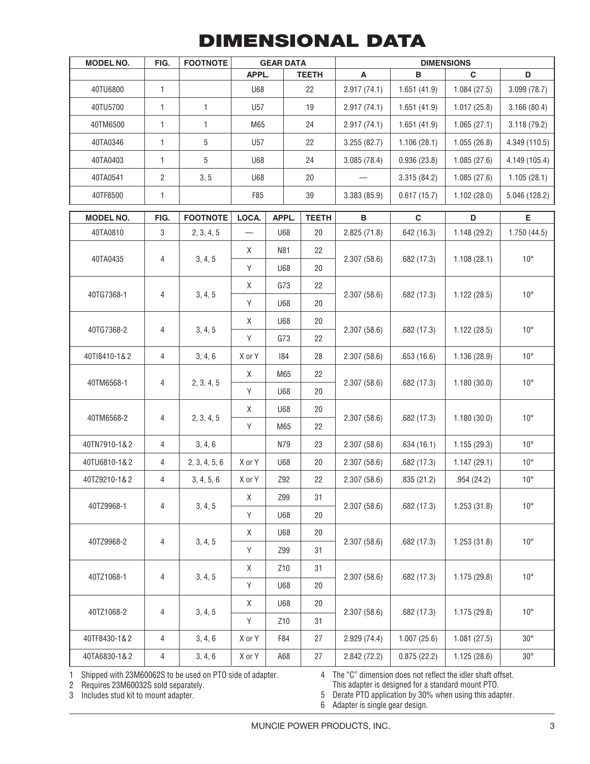# DIMENSIONAL DATA

| MODEL NO. | FIG. | FOOTNOTE | GEAR DATA | | DIMENSIONS | | | |
|---|---|---|---|---|---|---|---|---|
| | | | APPL. | TEETH | A | B | C | D |
| 40TU6800 | 1 | | U68 | 22 | 2.917 (74.1) | 1.651 (41.9) | 1.084 (27.5) | 3.099 (78.7) |
| 40TU5700 | 1 | 1 | U57 | 19 | 2.917 (74.1) | 1.651 (41.9) | 1.017 (25.8) | 3.166 (80.4) |
| 40TM6500 | 1 | 1 | M65 | 24 | 2.917 (74.1) | 1.651 (41.9) | 1.065 (27.1) | 3.118 (79.2) |
| 40TA0346 | 1 | 5 | U57 | 22 | 3.255 (82.7) | 1.106 (28.1) | 1.055 (26.8) | 4.349 (110.5) |
| 40TA0403 | 1 | 5 | U68 | 24 | 3.085 (78.4) | 0.936 (23.8) | 1.085 (27.6) | 4.149 (105.4) |
| 40TA0541 | 2 | 3, 5 | U68 | 20 | — | 3.315 (84.2) | 1.085 (27.6) | 1.105 (28.1) |
| 40TF8500 | 1 | | F85 | 39 | 3.383 (85.9) | 0.617 (15.7) | 1.102 (28.0) | 5.046 (128.2) |

| MODEL NO. | FIG. | FOOTNOTE | LOCA. | APPL. | TEETH | B | C | D | E |
|---|---|---|---|---|---|---|---|---|---|
| 40TA0810 | 3 | 2, 3, 4, 5 | — | U68 | 20 | 2.825 (71.8) | .642 (16.3) | 1.148 (29.2) | 1.750 (44.5) |
| 40TA0435 | 4 | 3, 4, 5 | X | N81 | 22 | 2.307 (58.6) | .682 (17.3) | 1.108 (28.1) | 10° |
| | | | Y | U68 | 20 | | | | |
| 40TG7368-1 | 4 | 3, 4, 5 | X | G73 | 22 | 2.307 (58.6) | .682 (17.3) | 1.122 (28.5) | 10° |
| | | | Y | U68 | 20 | | | | |
| 40TG7368-2 | 4 | 3, 4, 5 | X | U68 | 20 | 2.307 (58.6) | .682 (17.3) | 1.122 (28.5) | 10° |
| | | | Y | G73 | 22 | | | | |
| 40TI8410-1& 2 | 4 | 3, 4, 6 | X or Y | I84 | 28 | 2.307 (58.6) | .653 (16.6) | 1.136 (28.9) | 10° |
| 40TM6568-1 | 4 | 2, 3, 4, 5 | X | M65 | 22 | 2.307 (58.6) | .682 (17.3) | 1.180 (30.0) | 10° |
| | | | Y | U68 | 20 | | | | |
| 40TM6568-2 | 4 | 2, 3, 4, 5 | X | U68 | 20 | 2.307 (58.6) | .682 (17.3) | 1.180 (30.0) | 10° |
| | | | Y | M65 | 22 | | | | |
| 40TN7910-1& 2 | 4 | 3, 4, 6 | | N79 | 23 | 2.307 (58.6) | .634 (16.1) | 1.155 (29.3) | 10° |
| 40TU6810-1& 2 | 4 | 2, 3, 4, 5, 6 | X or Y | U68 | 20 | 2.307 (58.6) | .682 (17.3) | 1.147 (29.1) | 10° |
| 40TZ9210-1& 2 | 4 | 3, 4, 5, 6 | X or Y | Z92 | 22 | 2.307 (58.6) | .835 (21.2) | .954 (24.2) | 10° |
| 40TZ9968-1 | 4 | 3, 4, 5 | X | Z99 | 31 | 2.307 (58.6) | .682 (17.3) | 1.253 (31.8) | 10° |
| | | | Y | U68 | 20 | | | | |
| 40TZ9968-2 | 4 | 3, 4, 5 | X | U68 | 20 | 2.307 (58.6) | .682 (17.3) | 1.253 (31.8) | 10° |
| | | | Y | Z99 | 31 | | | | |
| 40TZ1068-1 | 4 | 3, 4, 5 | X | Z10 | 31 | 2.307 (58.6) | .682 (17.3) | 1.175 (29.8) | 10° |
| | | | Y | U68 | 20 | | | | |
| 40TZ1068-2 | 4 | 3, 4, 5 | X | U68 | 20 | 2.307 (58.6) | .682 (17.3) | 1.175 (29.8) | 10° |
| | | | Y | Z10 | 31 | | | | |
| 40TF8430-1& 2 | 4 | 3, 4, 6 | X or Y | F84 | 27 | 2.929 (74.4) | 1.007 (25.6) | 1.081 (27.5) | 30° |
| 40TA6830-1& 2 | 4 | 3, 4, 6 | X or Y | A68 | 27 | 2.842 (72.2) | 0.875 (22.2) | 1.125 (28.6) | 30° |

1 Shipped with 23M60062S to be used on PTO side of adapter.
2 Requires 23M60032S sold separately.
3 Includes stud kit to mount adapter.
4 The "C" dimension does not reflect the idler shaft offset. This adapter is designed for a standard mount PTO.
5 Derate PTO application by 30% when using this adapter.
6 Adapter is single gear design.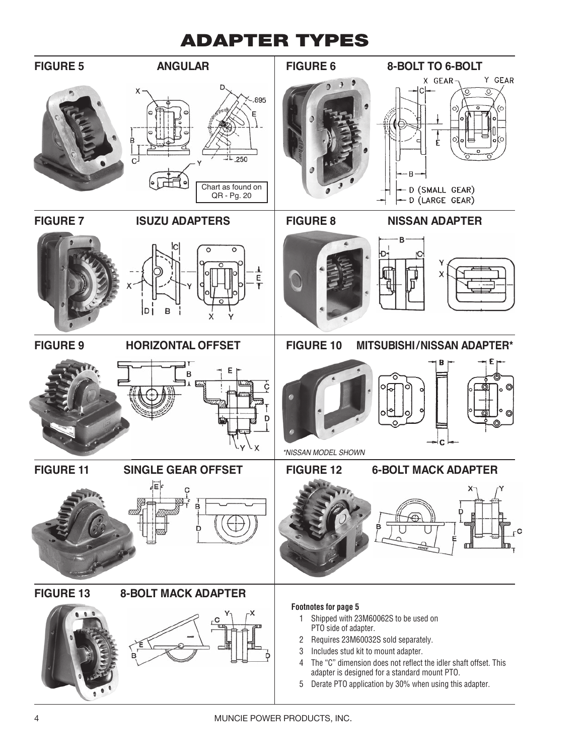# ADAPTER TYPES

**FIGURE 5** **ANGULAR**

Chart as found on QR - Pg. 20

**FIGURE 6** **8-BOLT TO 6-BOLT**

**FIGURE 7** **ISUZU ADAPTERS**

**FIGURE 8** **NISSAN ADAPTER**

**FIGURE 9** **HORIZONTAL OFFSET**

**FIGURE 10** **MITSUBISHI/NISSAN ADAPTER***

*NISSAN MODEL SHOWN*

**FIGURE 11** **SINGLE GEAR OFFSET**

**FIGURE 12** **6-BOLT MACK ADAPTER**

**FIGURE 13** **8-BOLT MACK ADAPTER**

**Footnotes for page 5**

1. Shipped with 23M60062S to be used on PTO side of adapter.
2. Requires 23M60032S sold separately.
3. Includes stud kit to mount adapter.
4. The "C" dimension does not reflect the idler shaft offset. This adapter is designed for a standard mount PTO.
5. Derate PTO application by 30% when using this adapter.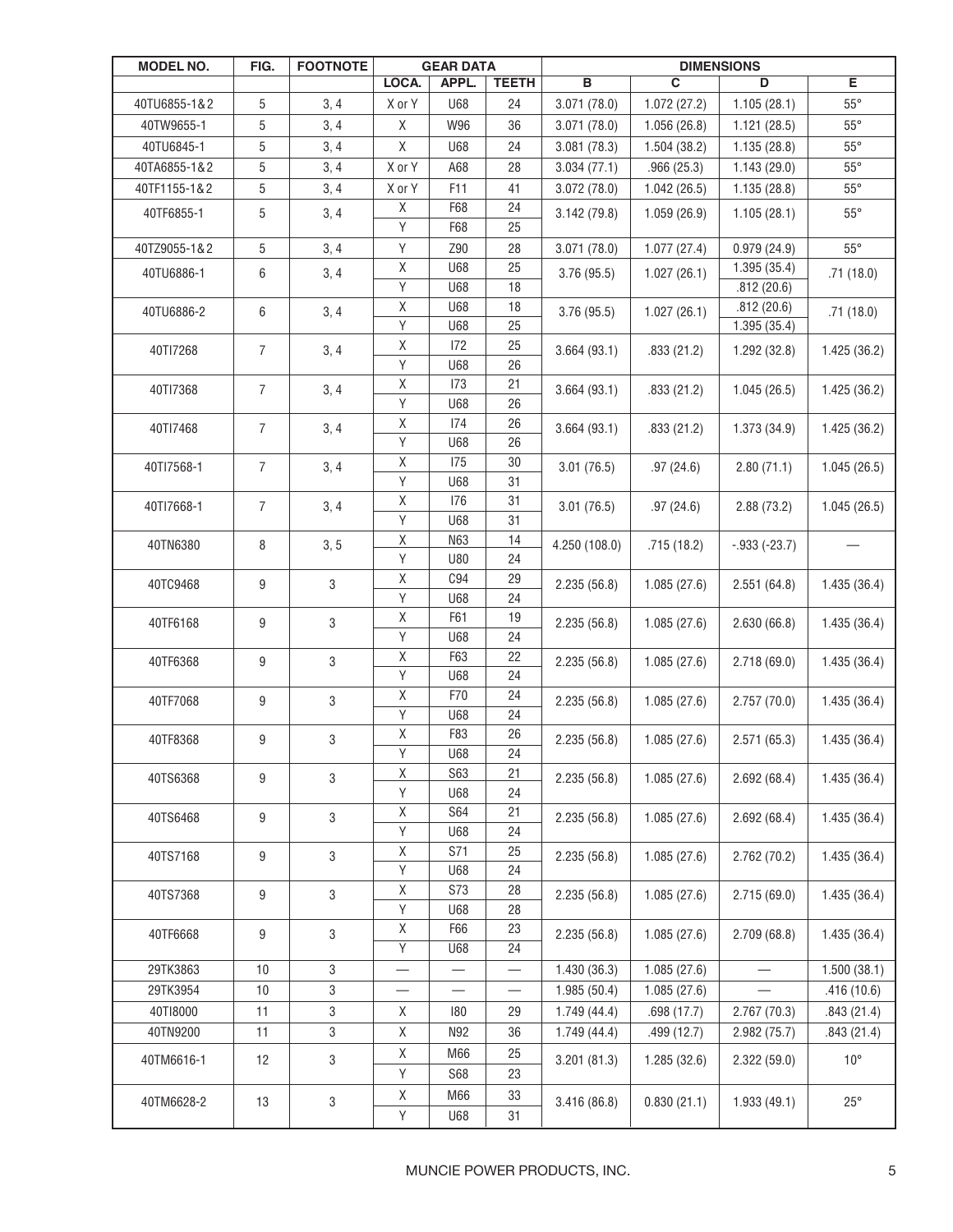| MODEL NO. | FIG. | FOOTNOTE | GEAR DATA | | | DIMENSIONS | | | |
|---|---|---|---|---|---|---|---|---|---|
| | | | LOCA. | APPL. | TEETH | B | C | D | E |
| 40TU6855-1&2 | 5 | 3, 4 | X or Y | U68 | 24 | 3.071 (78.0) | 1.072 (27.2) | 1.105 (28.1) | 55° |
| 40TW9655-1 | 5 | 3, 4 | X | W96 | 36 | 3.071 (78.0) | 1.056 (26.8) | 1.121 (28.5) | 55° |
| 40TU6845-1 | 5 | 3, 4 | X | U68 | 24 | 3.081 (78.3) | 1.504 (38.2) | 1.135 (28.8) | 55° |
| 40TA6855-1&2 | 5 | 3, 4 | X or Y | A68 | 28 | 3.034 (77.1) | .966 (25.3) | 1.143 (29.0) | 55° |
| 40TF1155-1&2 | 5 | 3, 4 | X or Y | F11 | 41 | 3.072 (78.0) | 1.042 (26.5) | 1.135 (28.8) | 55° |
| 40TF6855-1 | 5 | 3, 4 | X | F68 | 24 | 3.142 (79.8) | 1.059 (26.9) | 1.105 (28.1) | 55° |
| | | | Y | F68 | 25 | | | | |
| 40TZ9055-1&2 | 5 | 3, 4 | Y | Z90 | 28 | 3.071 (78.0) | 1.077 (27.4) | 0.979 (24.9) | 55° |
| 40TU6886-1 | 6 | 3, 4 | X | U68 | 25 | 3.76 (95.5) | 1.027 (26.1) | 1.395 (35.4) | .71 (18.0) |
| | | | Y | U68 | 18 | | | .812 (20.6) | |
| 40TU6886-2 | 6 | 3, 4 | X | U68 | 18 | 3.76 (95.5) | 1.027 (26.1) | .812 (20.6) | .71 (18.0) |
| | | | Y | U68 | 25 | | | 1.395 (35.4) | |
| 40TI7268 | 7 | 3, 4 | X | I72 | 25 | 3.664 (93.1) | .833 (21.2) | 1.292 (32.8) | 1.425 (36.2) |
| | | | Y | U68 | 26 | | | | |
| 40TI7368 | 7 | 3, 4 | X | I73 | 21 | 3.664 (93.1) | .833 (21.2) | 1.045 (26.5) | 1.425 (36.2) |
| | | | Y | U68 | 26 | | | | |
| 40TI7468 | 7 | 3, 4 | X | I74 | 26 | 3.664 (93.1) | .833 (21.2) | 1.373 (34.9) | 1.425 (36.2) |
| | | | Y | U68 | 26 | | | | |
| 40TI7568-1 | 7 | 3, 4 | X | I75 | 30 | 3.01 (76.5) | .97 (24.6) | 2.80 (71.1) | 1.045 (26.5) |
| | | | Y | U68 | 31 | | | | |
| 40TI7668-1 | 7 | 3, 4 | X | I76 | 31 | 3.01 (76.5) | .97 (24.6) | 2.88 (73.2) | 1.045 (26.5) |
| | | | Y | U68 | 31 | | | | |
| 40TN6380 | 8 | 3, 5 | X | N63 | 14 | 4.250 (108.0) | .715 (18.2) | -.933 (-23.7) | — |
| | | | Y | U80 | 24 | | | | |
| 40TC9468 | 9 | 3 | X | C94 | 29 | 2.235 (56.8) | 1.085 (27.6) | 2.551 (64.8) | 1.435 (36.4) |
| | | | Y | U68 | 24 | | | | |
| 40TF6168 | 9 | 3 | X | F61 | 19 | 2.235 (56.8) | 1.085 (27.6) | 2.630 (66.8) | 1.435 (36.4) |
| | | | Y | U68 | 24 | | | | |
| 40TF6368 | 9 | 3 | X | F63 | 22 | 2.235 (56.8) | 1.085 (27.6) | 2.718 (69.0) | 1.435 (36.4) |
| | | | Y | U68 | 24 | | | | |
| 40TF7068 | 9 | 3 | X | F70 | 24 | 2.235 (56.8) | 1.085 (27.6) | 2.757 (70.0) | 1.435 (36.4) |
| | | | Y | U68 | 24 | | | | |
| 40TF8368 | 9 | 3 | X | F83 | 26 | 2.235 (56.8) | 1.085 (27.6) | 2.571 (65.3) | 1.435 (36.4) |
| | | | Y | U68 | 24 | | | | |
| 40TS6368 | 9 | 3 | X | S63 | 21 | 2.235 (56.8) | 1.085 (27.6) | 2.692 (68.4) | 1.435 (36.4) |
| | | | Y | U68 | 24 | | | | |
| 40TS6468 | 9 | 3 | X | S64 | 21 | 2.235 (56.8) | 1.085 (27.6) | 2.692 (68.4) | 1.435 (36.4) |
| | | | Y | U68 | 24 | | | | |
| 40TS7168 | 9 | 3 | X | S71 | 25 | 2.235 (56.8) | 1.085 (27.6) | 2.762 (70.2) | 1.435 (36.4) |
| | | | Y | U68 | 24 | | | | |
| 40TS7368 | 9 | 3 | X | S73 | 28 | 2.235 (56.8) | 1.085 (27.6) | 2.715 (69.0) | 1.435 (36.4) |
| | | | Y | U68 | 28 | | | | |
| 40TF6668 | 9 | 3 | X | F66 | 23 | 2.235 (56.8) | 1.085 (27.6) | 2.709 (68.8) | 1.435 (36.4) |
| | | | Y | U68 | 24 | | | | |
| 29TK3863 | 10 | 3 | — | — | — | 1.430 (36.3) | 1.085 (27.6) | — | 1.500 (38.1) |
| 29TK3954 | 10 | 3 | — | — | — | 1.985 (50.4) | 1.085 (27.6) | — | .416 (10.6) |
| 40TI8000 | 11 | 3 | X | I80 | 29 | 1.749 (44.4) | .698 (17.7) | 2.767 (70.3) | .843 (21.4) |
| 40TN9200 | 11 | 3 | X | N92 | 36 | 1.749 (44.4) | .499 (12.7) | 2.982 (75.7) | .843 (21.4) |
| 40TM6616-1 | 12 | 3 | X | M66 | 25 | 3.201 (81.3) | 1.285 (32.6) | 2.322 (59.0) | 10° |
| | | | Y | S68 | 23 | | | | |
| 40TM6628-2 | 13 | 3 | X | M66 | 33 | 3.416 (86.8) | 0.830 (21.1) | 1.933 (49.1) | 25° |
| | | | Y | U68 | 31 | | | | |

MUNCIE POWER PRODUCTS, INC.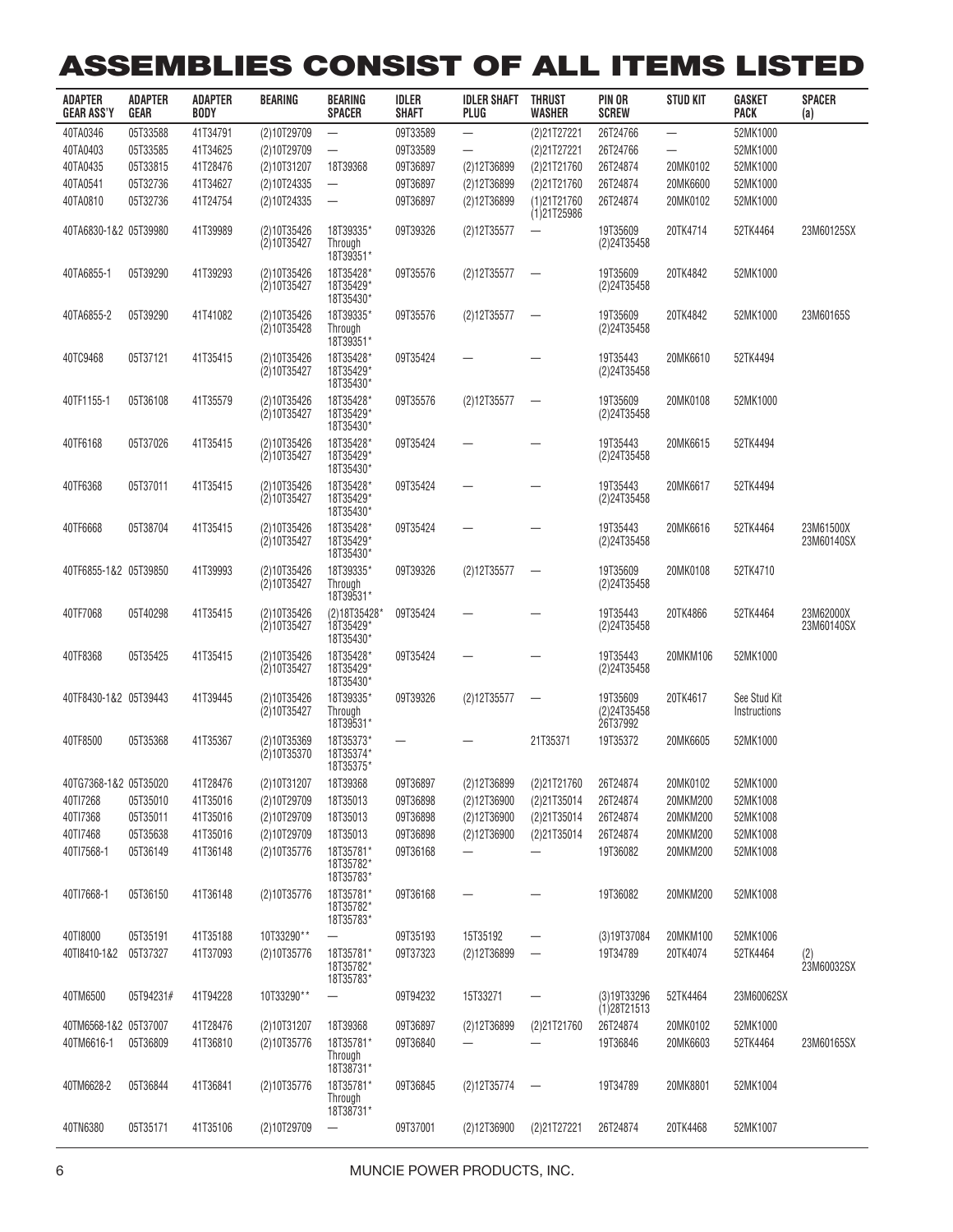# ASSEMBLIES CONSIST OF ALL ITEMS LISTED

| ADAPTER GEAR ASS'Y | ADAPTER GEAR | ADAPTER BODY | BEARING | BEARING SPACER | IDLER SHAFT | IDLER SHAFT PLUG | THRUST WASHER | PIN OR SCREW | STUD KIT | GASKET PACK | SPACER (a) |
|---|---|---|---|---|---|---|---|---|---|---|---|
| 40TA0346 | 05T33588 | 41T34791 | (2)10T29709 | — | 09T33589 | — | (2)21T27221 | 26T24766 | — | 52MK1000 | |
| 40TA0403 | 05T33585 | 41T34625 | (2)10T29709 | — | 09T33589 | — | (2)21T27221 | 26T24766 | — | 52MK1000 | |
| 40TA0435 | 05T33815 | 41T28476 | (2)10T31207 | 18T39368 | 09T36897 | (2)12T36899 | (2)21T21760 | 26T24874 | 20MK0102 | 52MK1000 | |
| 40TA0541 | 05T32736 | 41T34627 | (2)10T24335 | — | 09T36897 | (2)12T36899 | (2)21T21760 | 26T24874 | 20MK6600 | 52MK1000 | |
| 40TA0810 | 05T32736 | 41T24754 | (2)10T24335 | — | 09T36897 | (2)12T36899 | (1)21T21760<br>(1)21T25986 | 26T24874 | 20MK0102 | 52MK1000 | |
| 40TA6830-1&2 | 05T39980 | 41T39989 | (2)10T35426<br>(2)10T35427 | 18T39335*<br>Through<br>18T39351* | 09T39326 | (2)12T35577 | — | 19T35609<br>(2)24T35458 | 20TK4714 | 52TK4464 | 23M60125SX |
| 40TA6855-1 | 05T39290 | 41T39293 | (2)10T35426<br>(2)10T35427 | 18T35428*<br>18T35429*<br>18T35430* | 09T35576 | (2)12T35577 | — | 19T35609<br>(2)24T35458 | 20TK4842 | 52MK1000 | |
| 40TA6855-2 | 05T39290 | 41T41082 | (2)10T35426<br>(2)10T35428 | 18T39335*<br>Through<br>18T39351* | 09T35576 | (2)12T35577 | — | 19T35609<br>(2)24T35458 | 20TK4842 | 52MK1000 | 23M60165S |
| 40TC9468 | 05T37121 | 41T35415 | (2)10T35426<br>(2)10T35427 | 18T35428*<br>18T35429*<br>18T35430* | 09T35424 | — | — | 19T35443<br>(2)24T35458 | 20MK6610 | 52TK4494 | |
| 40TF1155-1 | 05T36108 | 41T35579 | (2)10T35426<br>(2)10T35427 | 18T35428*<br>18T35429*<br>18T35430* | 09T35576 | (2)12T35577 | — | 19T35609<br>(2)24T35458 | 20MK0108 | 52MK1000 | |
| 40TF6168 | 05T37026 | 41T35415 | (2)10T35426<br>(2)10T35427 | 18T35428*<br>18T35429*<br>18T35430* | 09T35424 | — | — | 19T35443<br>(2)24T35458 | 20MK6615 | 52TK4494 | |
| 40TF6368 | 05T37011 | 41T35415 | (2)10T35426<br>(2)10T35427 | 18T35428*<br>18T35429*<br>18T35430* | 09T35424 | — | — | 19T35443<br>(2)24T35458 | 20MK6617 | 52TK4494 | |
| 40TF6668 | 05T38704 | 41T35415 | (2)10T35426<br>(2)10T35427 | 18T35428*<br>18T35429*<br>18T35430* | 09T35424 | — | — | 19T35443<br>(2)24T35458 | 20MK6616 | 52TK4464 | 23M61500X<br>23M60140SX |
| 40TF6855-1&2 | 05T39850 | 41T39993 | (2)10T35426<br>(2)10T35427 | 18T39335*<br>Through<br>18T39531* | 09T39326 | (2)12T35577 | — | 19T35609<br>(2)24T35458 | 20MK0108 | 52TK4710 | |
| 40TF7068 | 05T40298 | 41T35415 | (2)10T35426<br>(2)10T35427 | (2)18T35428*<br>18T35429*<br>18T35430* | 09T35424 | — | — | 19T35443<br>(2)24T35458 | 20TK4866 | 52TK4464 | 23M62000X<br>23M60140SX |
| 40TF8368 | 05T35425 | 41T35415 | (2)10T35426<br>(2)10T35427 | 18T35428*<br>18T35429*<br>18T35430* | 09T35424 | — | — | 19T35443<br>(2)24T35458 | 20MKM106 | 52MK1000 | |
| 40TF8430-1&2 | 05T39443 | 41T39445 | (2)10T35426<br>(2)10T35427 | 18T39335*<br>Through<br>18T39531* | 09T39326 | (2)12T35577 | — | 19T35609<br>(2)24T35458<br>26T37992 | 20TK4617 | See Stud Kit Instructions | |
| 40TF8500 | 05T35368 | 41T35367 | (2)10T35369<br>(2)10T35370 | 18T35373*<br>18T35374*<br>18T35375* | — | — | 21T35371 | 19T35372 | 20MK6605 | 52MK1000 | |
| 40TG7368-1&2 | 05T35020 | 41T28476 | (2)10T31207 | 18T39368 | 09T36897 | (2)12T36899 | (2)21T21760 | 26T24874 | 20MK0102 | 52MK1000 | |
| 40TI7268 | 05T35010 | 41T35016 | (2)10T29709 | 18T35013 | 09T36898 | (2)12T36900 | (2)21T35014 | 26T24874 | 20MKM200 | 52MK1008 | |
| 40TI7368 | 05T35011 | 41T35016 | (2)10T29709 | 18T35013 | 09T36898 | (2)12T36900 | (2)21T35014 | 26T24874 | 20MKM200 | 52MK1008 | |
| 40TI7468 | 05T35638 | 41T35016 | (2)10T29709 | 18T35013 | 09T36898 | (2)12T36900 | (2)21T35014 | 26T24874 | 20MKM200 | 52MK1008 | |
| 40TI7568-1 | 05T36149 | 41T36148 | (2)10T35776 | 18T35781*<br>18T35782*<br>18T35783* | 09T36168 | — | — | 19T36082 | 20MKM200 | 52MK1008 | |
| 40TI7668-1 | 05T36150 | 41T36148 | (2)10T35776 | 18T35781*<br>18T35782*<br>18T35783* | 09T36168 | — | — | 19T36082 | 20MKM200 | 52MK1008 | |
| 40TI8000 | 05T35191 | 41T35188 | 10T33290** | — | 09T35193 | 15T35192 | — | (3)19T37084 | 20MKM100 | 52MK1006 | |
| 40TI8410-1&2 | 05T37327 | 41T37093 | (2)10T35776 | 18T35781*<br>18T35782*<br>18T35783* | 09T37323 | (2)12T36899 | — | 19T34789 | 20TK4074 | 52TK4464 | (2)<br>23M60032SX |
| 40TM6500 | 05T94231# | 41T94228 | 10T33290** | — | 09T94232 | 15T33271 | — | (3)19T33296<br>(1)28T21513 | 52TK4464 | 23M60062SX | |
| 40TM6568-1&2 | 05T37007 | 41T28476 | (2)10T31207 | 18T39368 | 09T36897 | (2)12T36899 | (2)21T21760 | 26T24874 | 20MK0102 | 52MK1000 | |
| 40TM6616-1 | 05T36809 | 41T36810 | (2)10T35776 | 18T35781*<br>Through<br>18T38731* | 09T36840 | — | — | 19T36846 | 20MK6603 | 52TK4464 | 23M60165SX |
| 40TM6628-2 | 05T36844 | 41T36841 | (2)10T35776 | 18T35781*<br>Through<br>18T38731* | 09T36845 | (2)12T35774 | — | 19T34789 | 20MK8801 | 52MK1004 | |
| 40TN6380 | 05T35171 | 41T35106 | (2)10T29709 | — | 09T37001 | (2)12T36900 | (2)21T27221 | 26T24874 | 20TK4468 | 52MK1007 | |

MUNCIE POWER PRODUCTS, INC.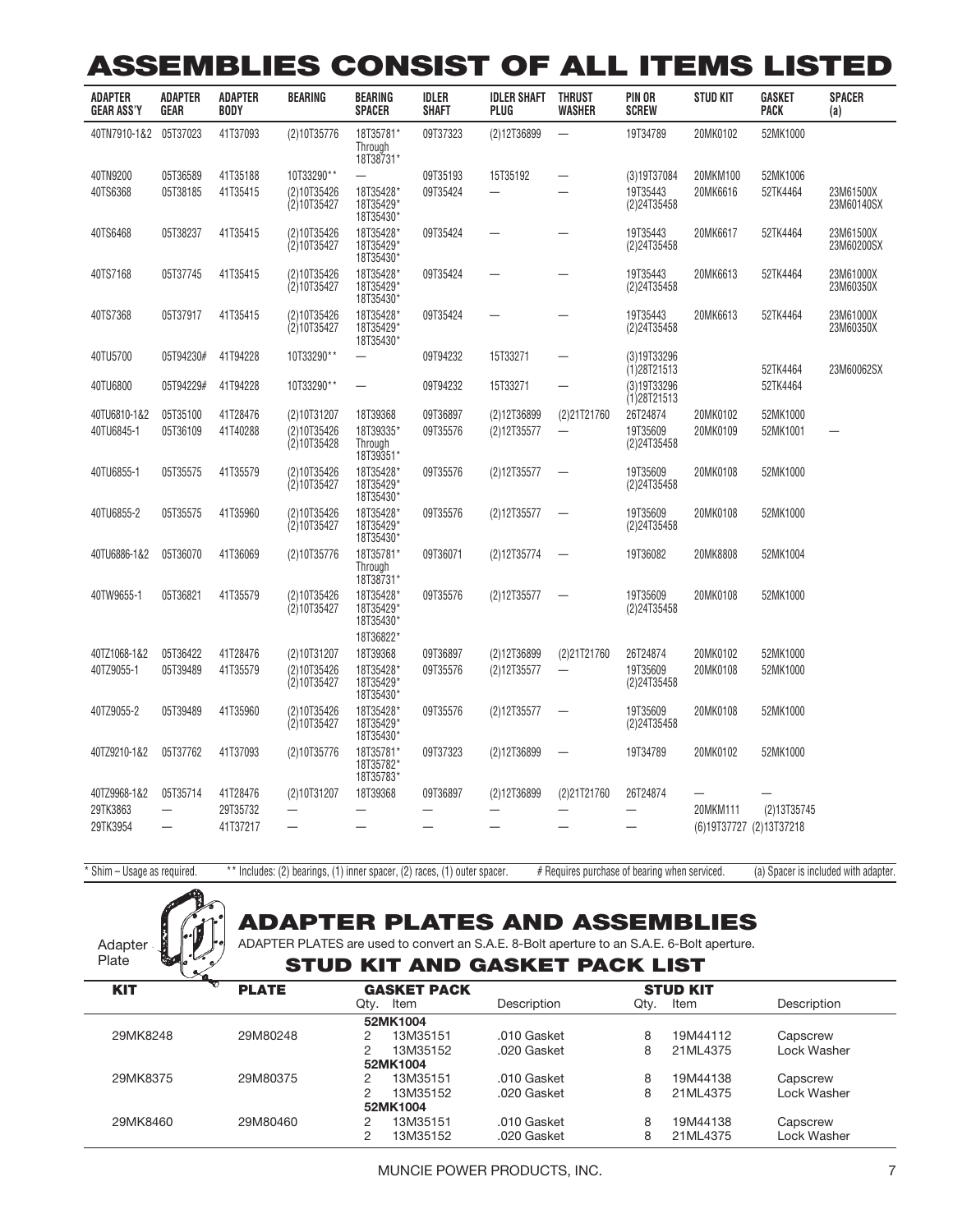# ASSEMBLIES CONSIST OF ALL ITEMS LISTED

| ADAPTER GEAR ASS'Y | ADAPTER GEAR | ADAPTER BODY | BEARING | BEARING SPACER | IDLER SHAFT | IDLER SHAFT PLUG | THRUST WASHER | PIN OR SCREW | STUD KIT | GASKET PACK | SPACER (a) |
|---|---|---|---|---|---|---|---|---|---|---|---|
| 40TN7910-1&2 | 05T37023 | 41T37093 | (2)10T35776 | 18T35781* Through 18T38731* | 09T37323 | (2)12T36899 | — | 19T34789 | 20MK0102 | 52MK1000 | |
| 40TN9200 | 05T36589 | 41T35188 | 10T33290** | — | 09T35193 | 15T35192 | — | (3)19T37084 | 20MKM100 | 52MK1006 | |
| 40TS6368 | 05T38185 | 41T35415 | (2)10T35426 (2)10T35427 | 18T35428* 18T35429* 18T35430* | 09T35424 | — | — | 19T35443 (2)24T35458 | 20MK6616 | 52TK4464 | 23M61500X 23M60140SX |
| 40TS6468 | 05T38237 | 41T35415 | (2)10T35426 (2)10T35427 | 18T35428* 18T35429* 18T35430* | 09T35424 | — | — | 19T35443 (2)24T35458 | 20MK6617 | 52TK4464 | 23M61500X 23M60200SX |
| 40TS7168 | 05T37745 | 41T35415 | (2)10T35426 (2)10T35427 | 18T35428* 18T35429* 18T35430* | 09T35424 | — | — | 19T35443 (2)24T35458 | 20MK6613 | 52TK4464 | 23M61000X 23M60350X |
| 40TS7368 | 05T37917 | 41T35415 | (2)10T35426 (2)10T35427 | 18T35428* 18T35429* 18T35430* | 09T35424 | — | — | 19T35443 (2)24T35458 | 20MK6613 | 52TK4464 | 23M61000X 23M60350X |
| 40TU5700 | 05T94230# | 41T94228 | 10T33290** | — | 09T94232 | 15T33271 | — | (3)19T33296 (1)28T21513 | | 52TK4464 | 23M60062SX |
| 40TU6800 | 05T94229# | 41T94228 | 10T33290** | — | 09T94232 | 15T33271 | — | (3)19T33296 (1)28T21513 | | 52TK4464 | |
| 40TU6810-1&2 | 05T35100 | 41T28476 | (2)10T31207 | 18T39368 | 09T36897 | (2)12T36899 | (2)21T21760 | 26T24874 | 20MK0102 | 52MK1000 | |
| 40TU6845-1 | 05T36109 | 41T40288 | (2)10T35426 (2)10T35428 | 18T39335* Through 18T39351* | 09T35576 | (2)12T35577 | — | 19T35609 (2)24T35458 | 20MK0109 | 52MK1001 | — |
| 40TU6855-1 | 05T35575 | 41T35579 | (2)10T35426 (2)10T35427 | 18T35428* 18T35429* 18T35430* | 09T35576 | (2)12T35577 | — | 19T35609 (2)24T35458 | 20MK0108 | 52MK1000 | |
| 40TU6855-2 | 05T35575 | 41T35960 | (2)10T35426 (2)10T35427 | 18T35428* 18T35429* 18T35430* | 09T35576 | (2)12T35577 | — | 19T35609 (2)24T35458 | 20MK0108 | 52MK1000 | |
| 40TU6886-1&2 | 05T36070 | 41T36069 | (2)10T35776 | 18T35781* Through 18T38731* | 09T36071 | (2)12T35774 | — | 19T36082 | 20MK8808 | 52MK1004 | |
| 40TW9655-1 | 05T36821 | 41T35579 | (2)10T35426 (2)10T35427 | 18T35428* 18T35429* 18T35430* 18T36822* | 09T35576 | (2)12T35577 | — | 19T35609 (2)24T35458 | 20MK0108 | 52MK1000 | |
| 40TZ1068-1&2 | 05T36422 | 41T28476 | (2)10T31207 | 18T39368 | 09T36897 | (2)12T36899 | (2)21T21760 | 26T24874 | 20MK0102 | 52MK1000 | |
| 40TZ9055-1 | 05T39489 | 41T35579 | (2)10T35426 (2)10T35427 | 18T35428* 18T35429* 18T35430* | 09T35576 | (2)12T35577 | — | 19T35609 (2)24T35458 | 20MK0108 | 52MK1000 | |
| 40TZ9055-2 | 05T39489 | 41T35960 | (2)10T35426 (2)10T35427 | 18T35428* 18T35429* 18T35430* | 09T35576 | (2)12T35577 | — | 19T35609 (2)24T35458 | 20MK0108 | 52MK1000 | |
| 40TZ9210-1&2 | 05T37762 | 41T37093 | (2)10T35776 | 18T35781* 18T35782* 18T35783* | 09T37323 | (2)12T36899 | — | 19T34789 | 20MK0102 | 52MK1000 | |
| 40TZ9968-1&2 | 05T35714 | 41T28476 | (2)10T31207 | 18T39368 | 09T36897 | (2)12T36899 | (2)21T21760 | 26T24874 | — | — | |
| 29TK3863 | — | 29T35732 | — | — | — | — | — | — | 20MKM111 | (2)13T35745 | |
| 29TK3954 | — | 41T37217 | — | — | — | — | — | — | (6)19T37727 | (2)13T37218 | |

\* Shim – Usage as required. ** Includes: (2) bearings, (1) inner spacer, (2) races, (1) outer spacer. # Requires purchase of bearing when serviced. (a) Spacer is included with adapter.

Adapter Plate

## ADAPTER PLATES AND ASSEMBLIES

ADAPTER PLATES are used to convert an S.A.E. 8-Bolt aperture to an S.A.E. 6-Bolt aperture.

### STUD KIT AND GASKET PACK LIST

| KIT | PLATE | GASKET PACK Qty. | Item | Description | STUD KIT Qty. | Item | Description |
|---|---|---|---|---|---|---|---|
| 29MK8248 | 29M80248 | | 52MK1004 | | | | |
| | | 2 | 13M35151 | .010 Gasket | 8 | 19M44112 | Capscrew |
| | | 2 | 13M35152 | .020 Gasket | 8 | 21ML4375 | Lock Washer |
| 29MK8375 | 29M80375 | | 52MK1004 | | | | |
| | | 2 | 13M35151 | .010 Gasket | 8 | 19M44138 | Capscrew |
| | | 2 | 13M35152 | .020 Gasket | 8 | 21ML4375 | Lock Washer |
| 29MK8460 | 29M80460 | | 52MK1004 | | | | |
| | | 2 | 13M35151 | .010 Gasket | 8 | 19M44138 | Capscrew |
| | | 2 | 13M35152 | .020 Gasket | 8 | 21ML4375 | Lock Washer |

MUNCIE POWER PRODUCTS, INC.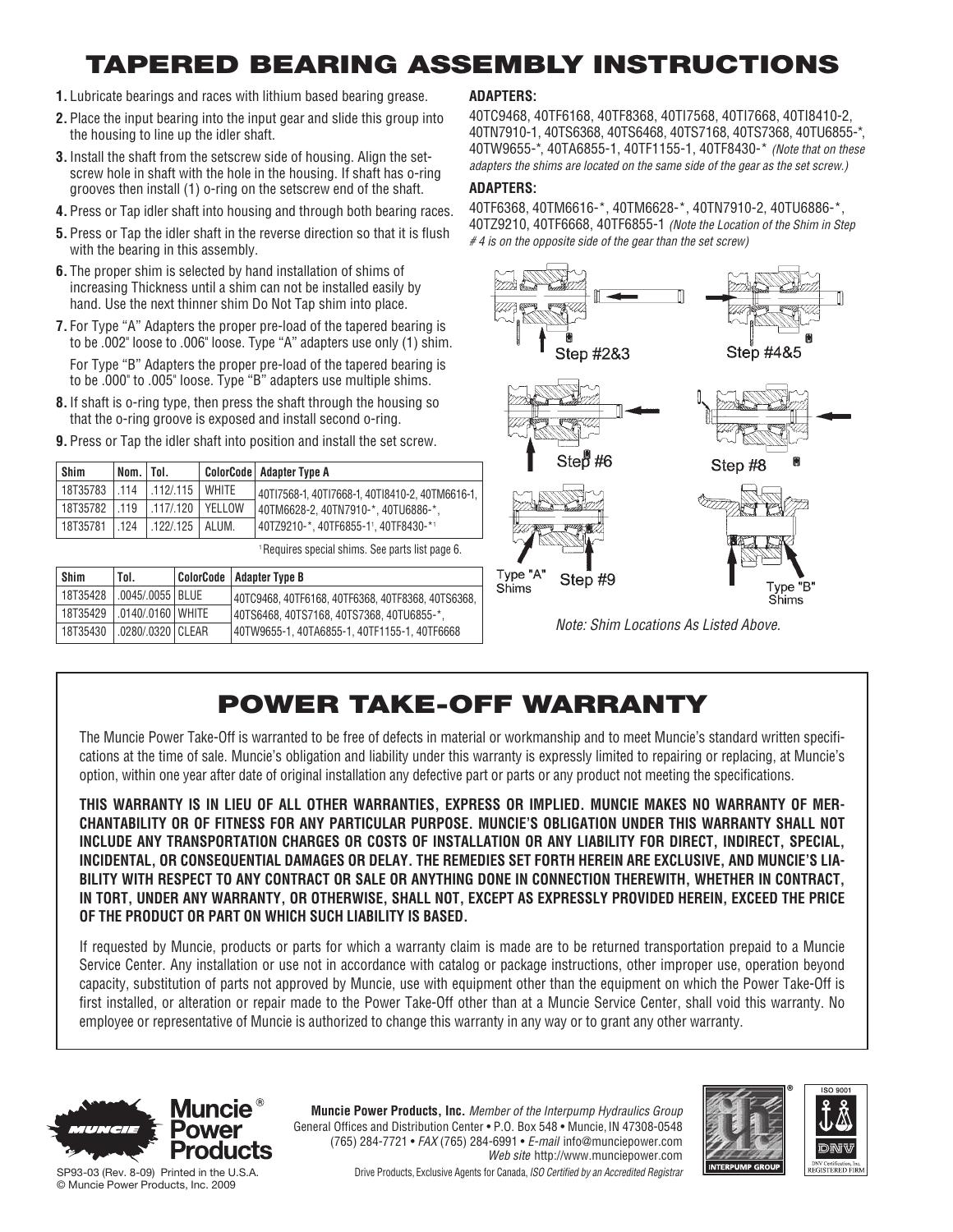# TAPERED BEARING ASSEMBLY INSTRUCTIONS

1. Lubricate bearings and races with lithium based bearing grease.
2. Place the input bearing into the input gear and slide this group into the housing to line up the idler shaft.
3. Install the shaft from the setscrew side of housing. Align the setscrew hole in shaft with the hole in the housing. If shaft has o-ring grooves then install (1) o-ring on the setscrew end of the shaft.
4. Press or Tap idler shaft into housing and through both bearing races.
5. Press or Tap the idler shaft in the reverse direction so that it is flush with the bearing in this assembly.
6. The proper shim is selected by hand installation of shims of increasing Thickness until a shim can not be installed easily by hand. Use the next thinner shim Do Not Tap shim into place.
7. For Type "A" Adapters the proper pre-load of the tapered bearing is to be .002" loose to .006" loose. Type "A" adapters use only (1) shim.

   For Type "B" Adapters the proper pre-load of the tapered bearing is to be .000" to .005" loose. Type "B" adapters use multiple shims.
8. If shaft is o-ring type, then press the shaft through the housing so that the o-ring groove is exposed and install second o-ring.
9. Press or Tap the idler shaft into position and install the set screw.

| Shim | Nom. | Tol. | ColorCode | Adapter Type A |
|---|---|---|---|---|
| 18T35783 | .114 | .112/.115 | WHITE | 40TI7568-1, 40TI7668-1, 40TI8410-2, 40TM6616-1, |
| 18T35782 | .119 | .117/.120 | YELLOW | 40TM6628-2, 40TN7910-*, 40TU6886-*, |
| 18T35781 | .124 | .122/.125 | ALUM. | 40TZ9210-*, 40TF6855-1[1], 40TF8430-*[1] |

[1] Requires special shims. See parts list page 6.

| Shim | Tol. | ColorCode | Adapter Type B |
|---|---|---|---|
| 18T35428 | .0045/.0055 | BLUE | 40TC9468, 40TF6168, 40TF6368, 40TF8368, 40TS6368, |
| 18T35429 | .0140/.0160 | WHITE | 40TS6468, 40TS7168, 40TS7368, 40TU6855-*, |
| 18T35430 | .0280/.0320 | CLEAR | 40TW9655-1, 40TA6855-1, 40TF1155-1, 40TF6668 |

**ADAPTERS:**

40TC9468, 40TF6168, 40TF8368, 40TI7568, 40TI7668, 40TI8410-2, 40TN7910-1, 40TS6368, 40TS6468, 40TS7168, 40TS7368, 40TU6855-*, 40TW9655-*, 40TA6855-1, 40TF1155-1, 40TF8430-* *(Note that on these adapters the shims are located on the same side of the gear as the set screw.)*

**ADAPTERS:**

40TF6368, 40TM6616-*, 40TM6628-*, 40TN7910-2, 40TU6886-*, 40TZ9210, 40TF6668, 40TF6855-1 *(Note the Location of the Shim in Step # 4 is on the opposite side of the gear than the set screw)*

Step #2&3

Step #4&5

Step #6

Step #8

Type "A" Shims

Step #9

Type "B" Shims

*Note: Shim Locations As Listed Above.*

# POWER TAKE-OFF WARRANTY

The Muncie Power Take-Off is warranted to be free of defects in material or workmanship and to meet Muncie's standard written specifications at the time of sale. Muncie's obligation and liability under this warranty is expressly limited to repairing or replacing, at Muncie's option, within one year after date of original installation any defective part or parts or any product not meeting the specifications.

**THIS WARRANTY IS IN LIEU OF ALL OTHER WARRANTIES, EXPRESS OR IMPLIED. MUNCIE MAKES NO WARRANTY OF MERCHANTABILITY OR OF FITNESS FOR ANY PARTICULAR PURPOSE. MUNCIE'S OBLIGATION UNDER THIS WARRANTY SHALL NOT INCLUDE ANY TRANSPORTATION CHARGES OR COSTS OF INSTALLATION OR ANY LIABILITY FOR DIRECT, INDIRECT, SPECIAL, INCIDENTAL, OR CONSEQUENTIAL DAMAGES OR DELAY. THE REMEDIES SET FORTH HEREIN ARE EXCLUSIVE, AND MUNCIE'S LIABILITY WITH RESPECT TO ANY CONTRACT OR SALE OR ANYTHING DONE IN CONNECTION THEREWITH, WHETHER IN CONTRACT, IN TORT, UNDER ANY WARRANTY, OR OTHERWISE, SHALL NOT, EXCEPT AS EXPRESSLY PROVIDED HEREIN, EXCEED THE PRICE OF THE PRODUCT OR PART ON WHICH SUCH LIABILITY IS BASED.**

If requested by Muncie, products or parts for which a warranty claim is made are to be returned transportation prepaid to a Muncie Service Center. Any installation or use not in accordance with catalog or package instructions, other improper use, operation beyond capacity, substitution of parts not approved by Muncie, use with equipment other than the equipment on which the Power Take-Off is first installed, or alteration or repair made to the Power Take-Off other than at a Muncie Service Center, shall void this warranty. No employee or representative of Muncie is authorized to change this warranty in any way or to grant any other warranty.

Muncie Power Products®

**Muncie Power Products, Inc.** *Member of the Interpump Hydraulics Group*
General Offices and Distribution Center • P.O. Box 548 • Muncie, IN 47308-0548
(765) 284-7721 • *FAX* (765) 284-6991 • *E-mail* info@munciepower.com
*Web site* http://www.munciepower.com
Drive Products, Exclusive Agents for Canada, *ISO Certified by an Accredited Registrar*

INTERPUMP GROUP

ISO 9001 DNV Certification, Inc. REGISTERED FIRM

SP93-03 (Rev. 8-09) Printed in the U.S.A.
© Muncie Power Products, Inc. 2009